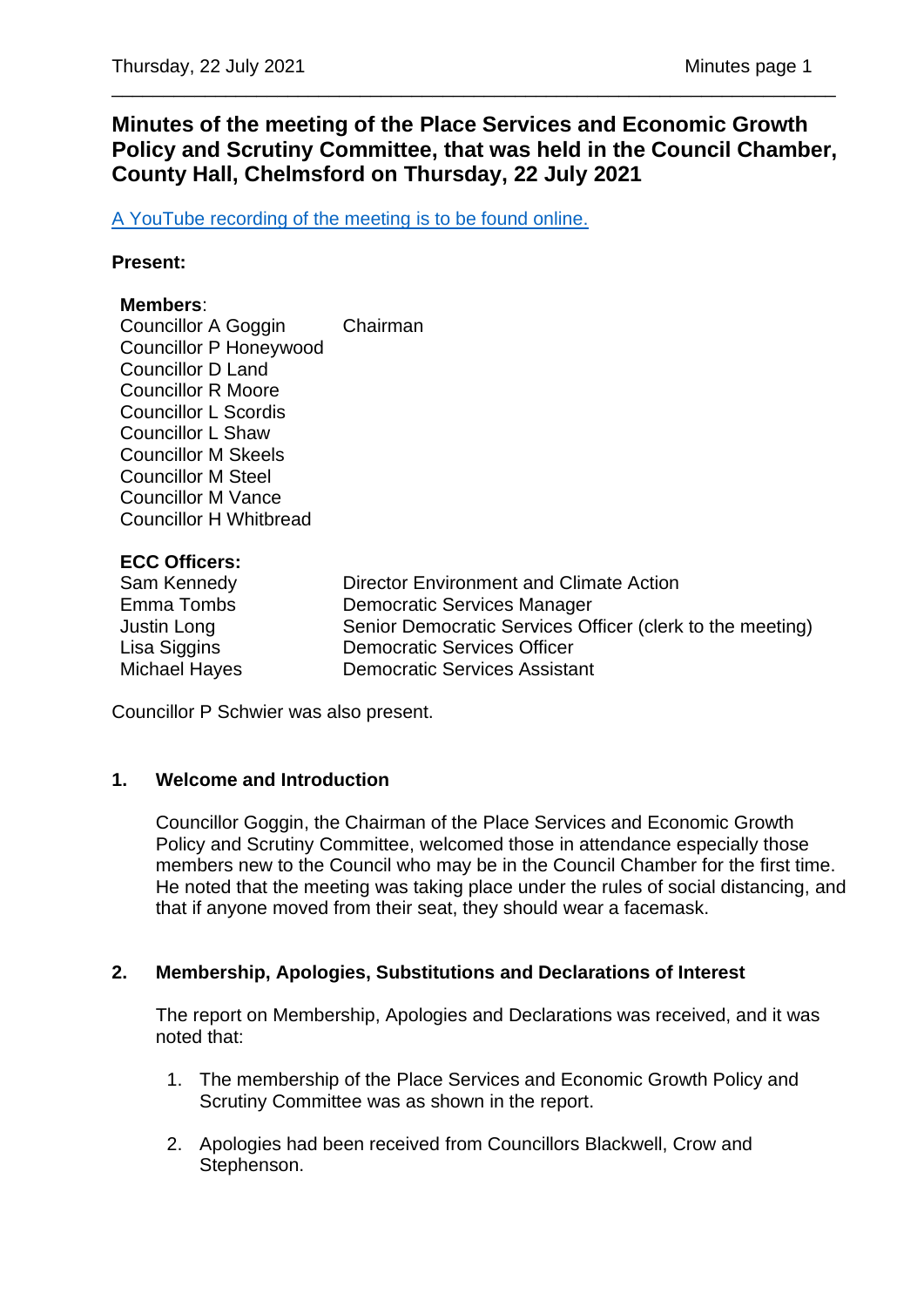# Minutes of the meeting of the Place Services and Economic Growth Policy and Scrutiny Committee, that was held in the Council Chamber, County Hall, Chelmsford on Thursday, 22 July 2021

A YouTube recording of the meeting is to be found online.

**Present:**

**Members**:

| | |
|---|---|
| Councillor A Goggin | Chairman |
| Councillor P Honeywood | |
| Councillor D Land | |
| Councillor R Moore | |
| Councillor L Scordis | |
| Councillor L Shaw | |
| Councillor M Skeels | |
| Councillor M Steel | |
| Councillor M Vance | |
| Councillor H Whitbread | |

**ECC Officers:**

| | |
|---|---|
| Sam Kennedy | Director Environment and Climate Action |
| Emma Tombs | Democratic Services Manager |
| Justin Long | Senior Democratic Services Officer (clerk to the meeting) |
| Lisa Siggins | Democratic Services Officer |
| Michael Hayes | Democratic Services Assistant |

Councillor P Schwier was also present.

## 1. Welcome and Introduction

Councillor Goggin, the Chairman of the Place Services and Economic Growth Policy and Scrutiny Committee, welcomed those in attendance especially those members new to the Council who may be in the Council Chamber for the first time. He noted that the meeting was taking place under the rules of social distancing, and that if anyone moved from their seat, they should wear a facemask.

## 2. Membership, Apologies, Substitutions and Declarations of Interest

The report on Membership, Apologies and Declarations was received, and it was noted that:

1. The membership of the Place Services and Economic Growth Policy and Scrutiny Committee was as shown in the report.
2. Apologies had been received from Councillors Blackwell, Crow and Stephenson.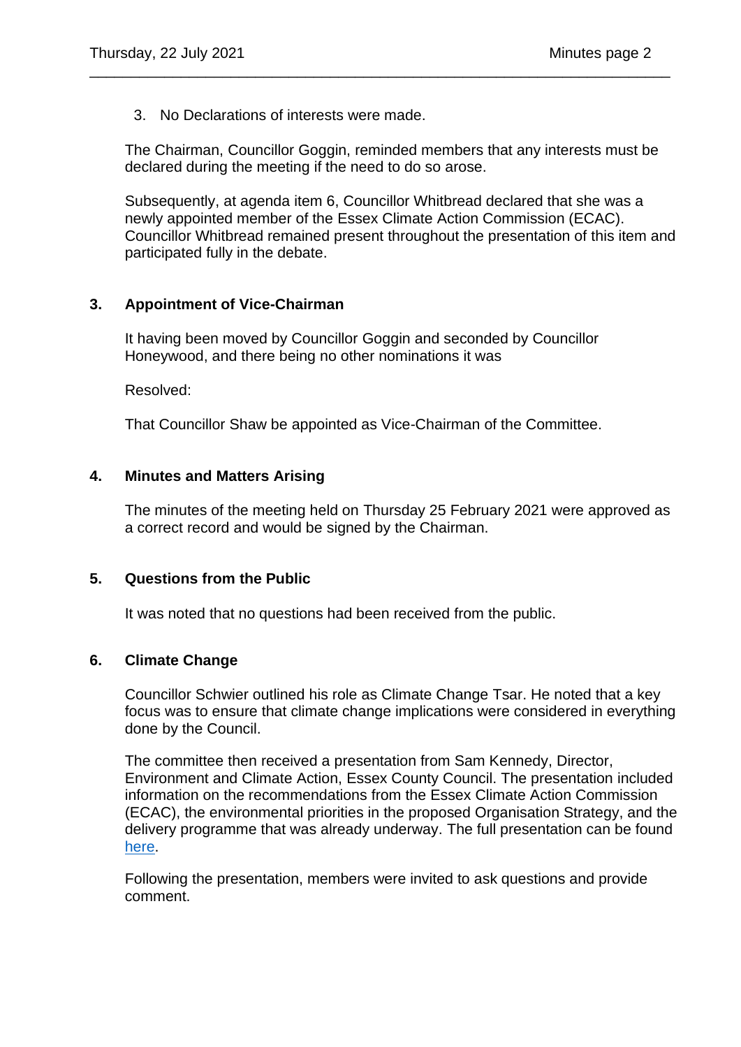3. No Declarations of interests were made.

The Chairman, Councillor Goggin, reminded members that any interests must be declared during the meeting if the need to do so arose.

Subsequently, at agenda item 6, Councillor Whitbread declared that she was a newly appointed member of the Essex Climate Action Commission (ECAC). Councillor Whitbread remained present throughout the presentation of this item and participated fully in the debate.

## 3. Appointment of Vice-Chairman

It having been moved by Councillor Goggin and seconded by Councillor Honeywood, and there being no other nominations it was

Resolved:

That Councillor Shaw be appointed as Vice-Chairman of the Committee.

## 4. Minutes and Matters Arising

The minutes of the meeting held on Thursday 25 February 2021 were approved as a correct record and would be signed by the Chairman.

## 5. Questions from the Public

It was noted that no questions had been received from the public.

## 6. Climate Change

Councillor Schwier outlined his role as Climate Change Tsar. He noted that a key focus was to ensure that climate change implications were considered in everything done by the Council.

The committee then received a presentation from Sam Kennedy, Director, Environment and Climate Action, Essex County Council. The presentation included information on the recommendations from the Essex Climate Action Commission (ECAC), the environmental priorities in the proposed Organisation Strategy, and the delivery programme that was already underway. The full presentation can be found here.

Following the presentation, members were invited to ask questions and provide comment.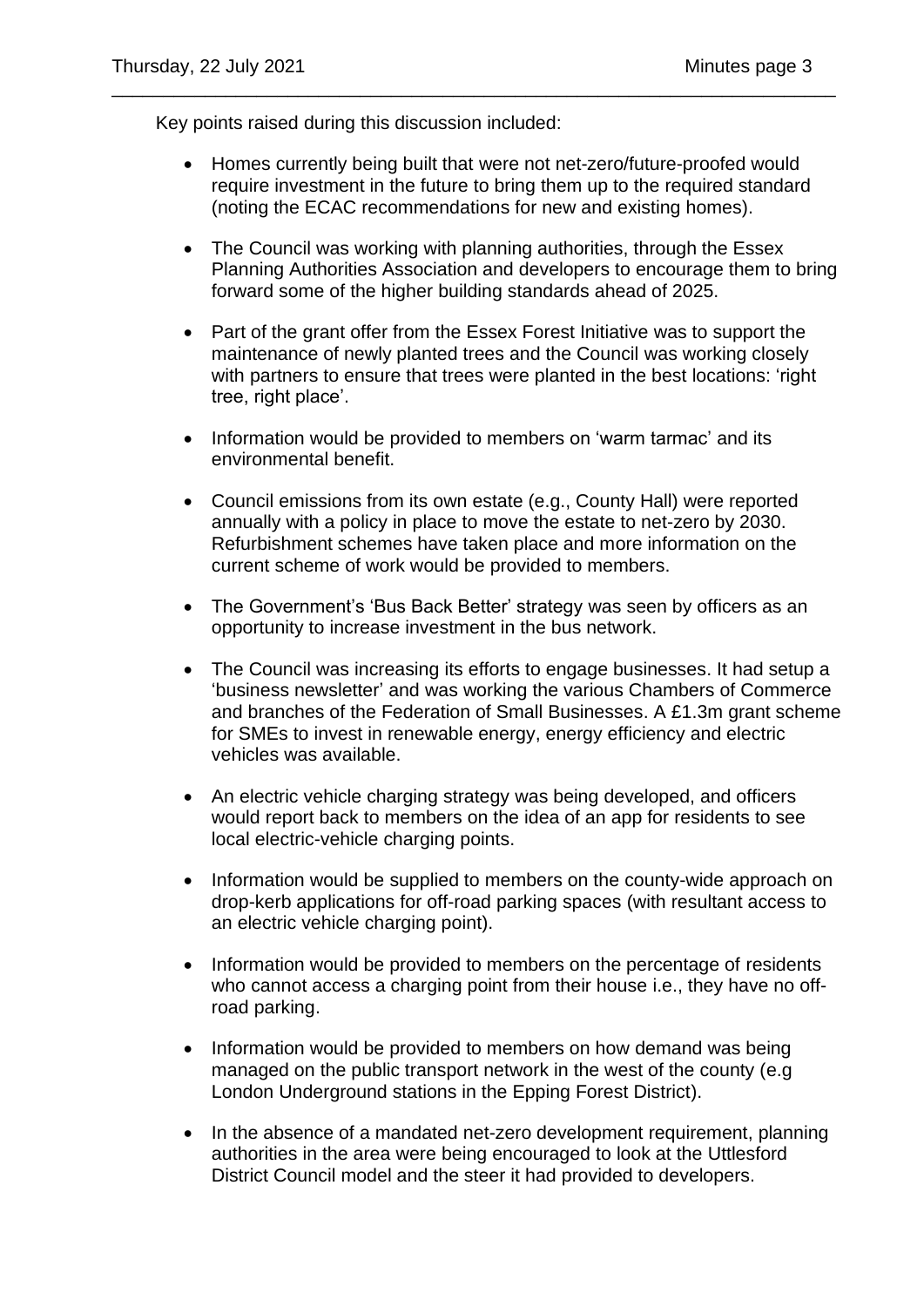Key points raised during this discussion included:

- Homes currently being built that were not net-zero/future-proofed would require investment in the future to bring them up to the required standard (noting the ECAC recommendations for new and existing homes).

- The Council was working with planning authorities, through the Essex Planning Authorities Association and developers to encourage them to bring forward some of the higher building standards ahead of 2025.

- Part of the grant offer from the Essex Forest Initiative was to support the maintenance of newly planted trees and the Council was working closely with partners to ensure that trees were planted in the best locations: 'right tree, right place'.

- Information would be provided to members on 'warm tarmac' and its environmental benefit.

- Council emissions from its own estate (e.g., County Hall) were reported annually with a policy in place to move the estate to net-zero by 2030. Refurbishment schemes have taken place and more information on the current scheme of work would be provided to members.

- The Government's 'Bus Back Better' strategy was seen by officers as an opportunity to increase investment in the bus network.

- The Council was increasing its efforts to engage businesses. It had setup a 'business newsletter' and was working the various Chambers of Commerce and branches of the Federation of Small Businesses. A £1.3m grant scheme for SMEs to invest in renewable energy, energy efficiency and electric vehicles was available.

- An electric vehicle charging strategy was being developed, and officers would report back to members on the idea of an app for residents to see local electric-vehicle charging points.

- Information would be supplied to members on the county-wide approach on drop-kerb applications for off-road parking spaces (with resultant access to an electric vehicle charging point).

- Information would be provided to members on the percentage of residents who cannot access a charging point from their house i.e., they have no off-road parking.

- Information would be provided to members on how demand was being managed on the public transport network in the west of the county (e.g London Underground stations in the Epping Forest District).

- In the absence of a mandated net-zero development requirement, planning authorities in the area were being encouraged to look at the Uttlesford District Council model and the steer it had provided to developers.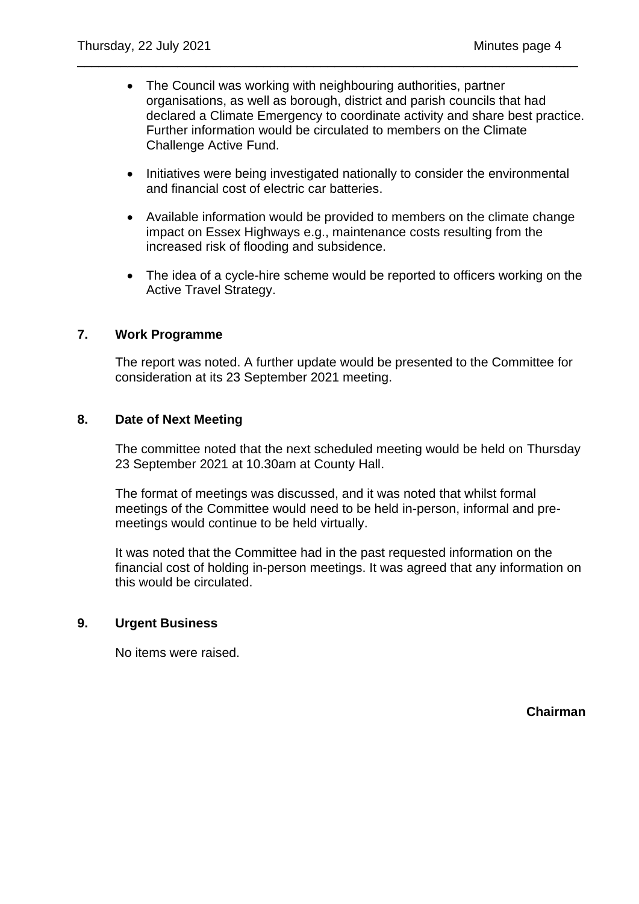- The Council was working with neighbouring authorities, partner organisations, as well as borough, district and parish councils that had declared a Climate Emergency to coordinate activity and share best practice. Further information would be circulated to members on the Climate Challenge Active Fund.

- Initiatives were being investigated nationally to consider the environmental and financial cost of electric car batteries.

- Available information would be provided to members on the climate change impact on Essex Highways e.g., maintenance costs resulting from the increased risk of flooding and subsidence.

- The idea of a cycle-hire scheme would be reported to officers working on the Active Travel Strategy.

## 7. Work Programme

The report was noted. A further update would be presented to the Committee for consideration at its 23 September 2021 meeting.

## 8. Date of Next Meeting

The committee noted that the next scheduled meeting would be held on Thursday 23 September 2021 at 10.30am at County Hall.

The format of meetings was discussed, and it was noted that whilst formal meetings of the Committee would need to be held in-person, informal and pre-meetings would continue to be held virtually.

It was noted that the Committee had in the past requested information on the financial cost of holding in-person meetings. It was agreed that any information on this would be circulated.

## 9. Urgent Business

No items were raised.

**Chairman**